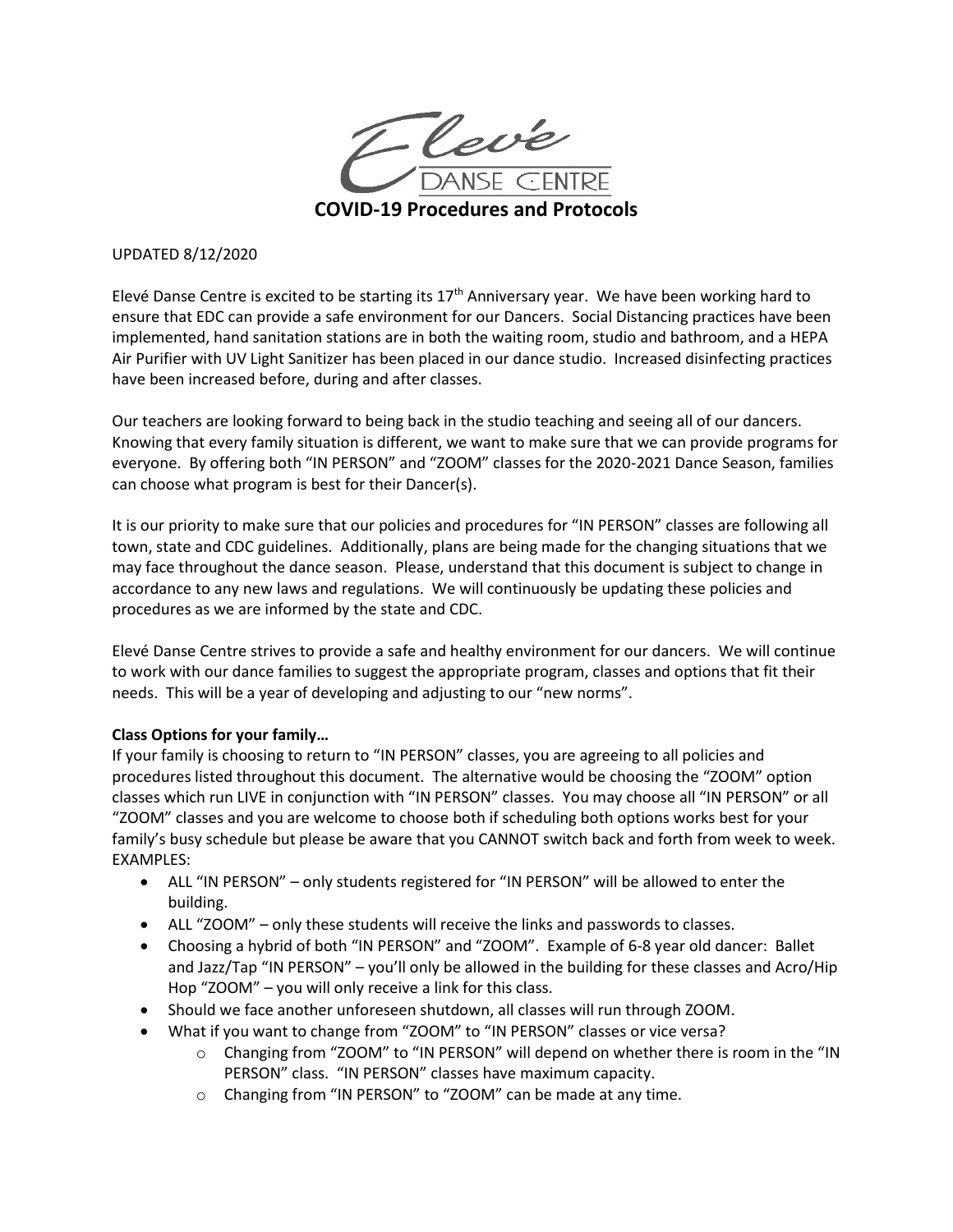# Elevé Danse Centre

## COVID-19 Procedures and Protocols

UPDATED 8/12/2020

Elevé Danse Centre is excited to be starting its 17th Anniversary year. We have been working hard to ensure that EDC can provide a safe environment for our Dancers. Social Distancing practices have been implemented, hand sanitation stations are in both the waiting room, studio and bathroom, and a HEPA Air Purifier with UV Light Sanitizer has been placed in our dance studio. Increased disinfecting practices have been increased before, during and after classes.

Our teachers are looking forward to being back in the studio teaching and seeing all of our dancers. Knowing that every family situation is different, we want to make sure that we can provide programs for everyone. By offering both "IN PERSON" and "ZOOM" classes for the 2020-2021 Dance Season, families can choose what program is best for their Dancer(s).

It is our priority to make sure that our policies and procedures for "IN PERSON" classes are following all town, state and CDC guidelines. Additionally, plans are being made for the changing situations that we may face throughout the dance season. Please, understand that this document is subject to change in accordance to any new laws and regulations. We will continuously be updating these policies and procedures as we are informed by the state and CDC.

Elevé Danse Centre strives to provide a safe and healthy environment for our dancers. We will continue to work with our dance families to suggest the appropriate program, classes and options that fit their needs. This will be a year of developing and adjusting to our "new norms".

**Class Options for your family…**

If your family is choosing to return to "IN PERSON" classes, you are agreeing to all policies and procedures listed throughout this document. The alternative would be choosing the "ZOOM" option classes which run LIVE in conjunction with "IN PERSON" classes. You may choose all "IN PERSON" or all "ZOOM" classes and you are welcome to choose both if scheduling both options works best for your family's busy schedule but please be aware that you CANNOT switch back and forth from week to week.
EXAMPLES:

- ALL "IN PERSON" – only students registered for "IN PERSON" will be allowed to enter the building.
- ALL "ZOOM" – only these students will receive the links and passwords to classes.
- Choosing a hybrid of both "IN PERSON" and "ZOOM". Example of 6-8 year old dancer: Ballet and Jazz/Tap "IN PERSON" – you'll only be allowed in the building for these classes and Acro/Hip Hop "ZOOM" – you will only receive a link for this class.
- Should we face another unforeseen shutdown, all classes will run through ZOOM.
- What if you want to change from "ZOOM" to "IN PERSON" classes or vice versa?
  - Changing from "ZOOM" to "IN PERSON" will depend on whether there is room in the "IN PERSON" class. "IN PERSON" classes have maximum capacity.
  - Changing from "IN PERSON" to "ZOOM" can be made at any time.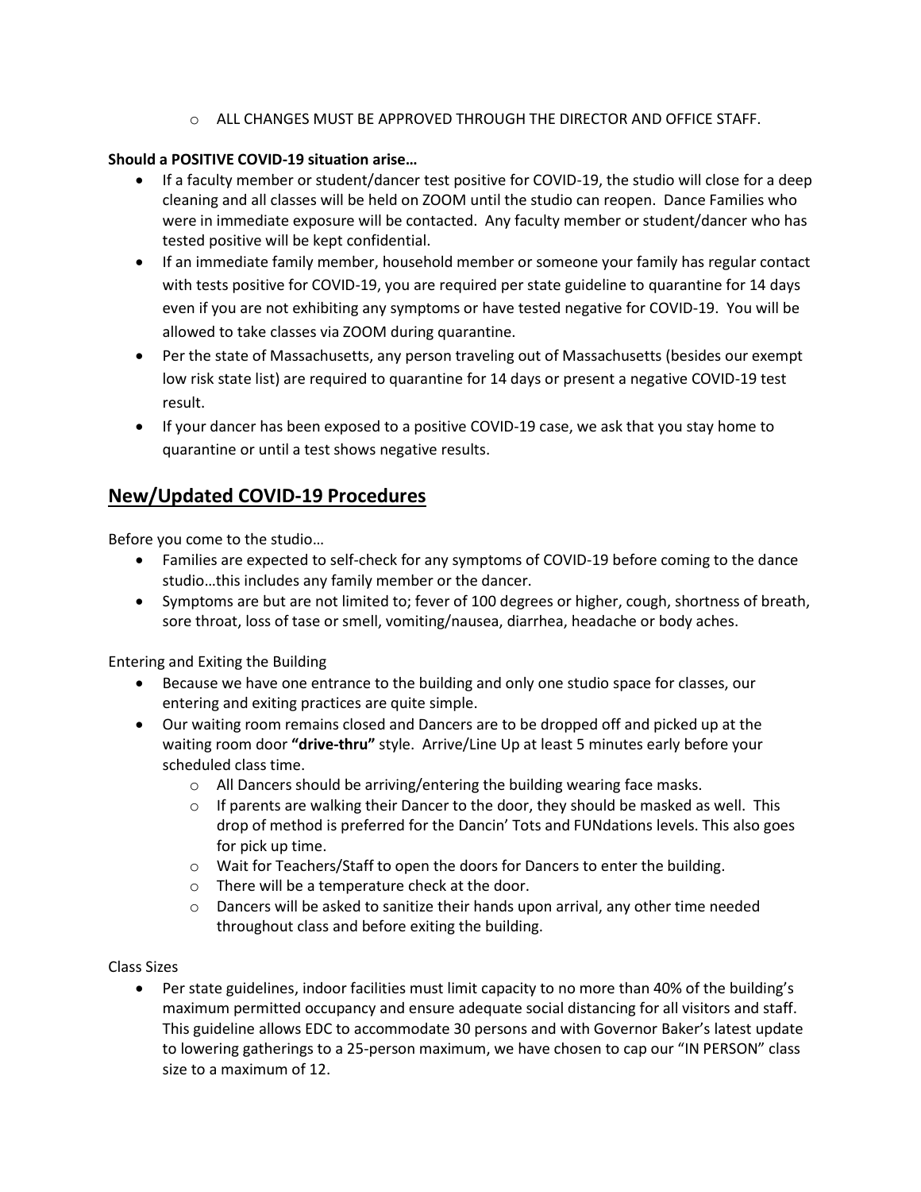- ALL CHANGES MUST BE APPROVED THROUGH THE DIRECTOR AND OFFICE STAFF.

**Should a POSITIVE COVID-19 situation arise…**

- If a faculty member or student/dancer test positive for COVID-19, the studio will close for a deep cleaning and all classes will be held on ZOOM until the studio can reopen. Dance Families who were in immediate exposure will be contacted. Any faculty member or student/dancer who has tested positive will be kept confidential.
- If an immediate family member, household member or someone your family has regular contact with tests positive for COVID-19, you are required per state guideline to quarantine for 14 days even if you are not exhibiting any symptoms or have tested negative for COVID-19. You will be allowed to take classes via ZOOM during quarantine.
- Per the state of Massachusetts, any person traveling out of Massachusetts (besides our exempt low risk state list) are required to quarantine for 14 days or present a negative COVID-19 test result.
- If your dancer has been exposed to a positive COVID-19 case, we ask that you stay home to quarantine or until a test shows negative results.

## New/Updated COVID-19 Procedures

Before you come to the studio…

- Families are expected to self-check for any symptoms of COVID-19 before coming to the dance studio…this includes any family member or the dancer.
- Symptoms are but are not limited to; fever of 100 degrees or higher, cough, shortness of breath, sore throat, loss of tase or smell, vomiting/nausea, diarrhea, headache or body aches.

Entering and Exiting the Building

- Because we have one entrance to the building and only one studio space for classes, our entering and exiting practices are quite simple.
- Our waiting room remains closed and Dancers are to be dropped off and picked up at the waiting room door **"drive-thru"** style. Arrive/Line Up at least 5 minutes early before your scheduled class time.
  - All Dancers should be arriving/entering the building wearing face masks.
  - If parents are walking their Dancer to the door, they should be masked as well. This drop of method is preferred for the Dancin' Tots and FUNdations levels. This also goes for pick up time.
  - Wait for Teachers/Staff to open the doors for Dancers to enter the building.
  - There will be a temperature check at the door.
  - Dancers will be asked to sanitize their hands upon arrival, any other time needed throughout class and before exiting the building.

Class Sizes

- Per state guidelines, indoor facilities must limit capacity to no more than 40% of the building's maximum permitted occupancy and ensure adequate social distancing for all visitors and staff. This guideline allows EDC to accommodate 30 persons and with Governor Baker's latest update to lowering gatherings to a 25-person maximum, we have chosen to cap our "IN PERSON" class size to a maximum of 12.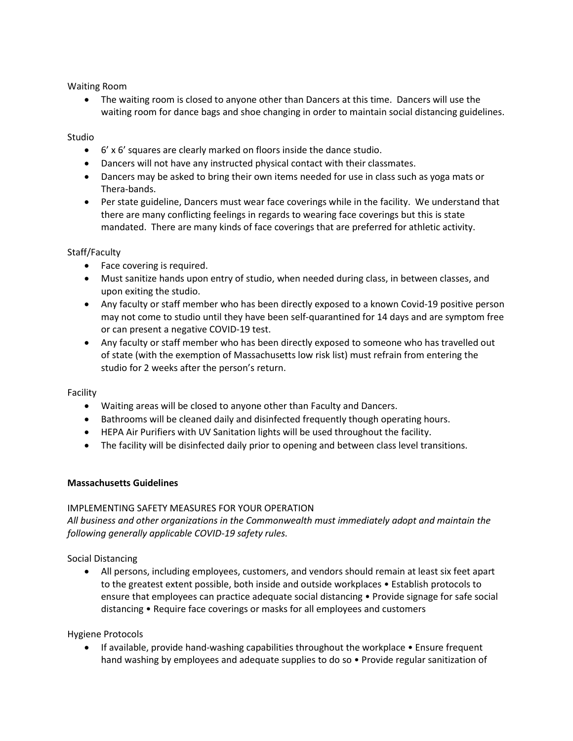Waiting Room

- The waiting room is closed to anyone other than Dancers at this time. Dancers will use the waiting room for dance bags and shoe changing in order to maintain social distancing guidelines.

Studio

- 6' x 6' squares are clearly marked on floors inside the dance studio.
- Dancers will not have any instructed physical contact with their classmates.
- Dancers may be asked to bring their own items needed for use in class such as yoga mats or Thera-bands.
- Per state guideline, Dancers must wear face coverings while in the facility. We understand that there are many conflicting feelings in regards to wearing face coverings but this is state mandated. There are many kinds of face coverings that are preferred for athletic activity.

Staff/Faculty

- Face covering is required.
- Must sanitize hands upon entry of studio, when needed during class, in between classes, and upon exiting the studio.
- Any faculty or staff member who has been directly exposed to a known Covid-19 positive person may not come to studio until they have been self-quarantined for 14 days and are symptom free or can present a negative COVID-19 test.
- Any faculty or staff member who has been directly exposed to someone who has travelled out of state (with the exemption of Massachusetts low risk list) must refrain from entering the studio for 2 weeks after the person's return.

Facility

- Waiting areas will be closed to anyone other than Faculty and Dancers.
- Bathrooms will be cleaned daily and disinfected frequently though operating hours.
- HEPA Air Purifiers with UV Sanitation lights will be used throughout the facility.
- The facility will be disinfected daily prior to opening and between class level transitions.

**Massachusetts Guidelines**

IMPLEMENTING SAFETY MEASURES FOR YOUR OPERATION

*All business and other organizations in the Commonwealth must immediately adopt and maintain the following generally applicable COVID-19 safety rules.*

Social Distancing

- All persons, including employees, customers, and vendors should remain at least six feet apart to the greatest extent possible, both inside and outside workplaces • Establish protocols to ensure that employees can practice adequate social distancing • Provide signage for safe social distancing • Require face coverings or masks for all employees and customers

Hygiene Protocols

- If available, provide hand-washing capabilities throughout the workplace • Ensure frequent hand washing by employees and adequate supplies to do so • Provide regular sanitization of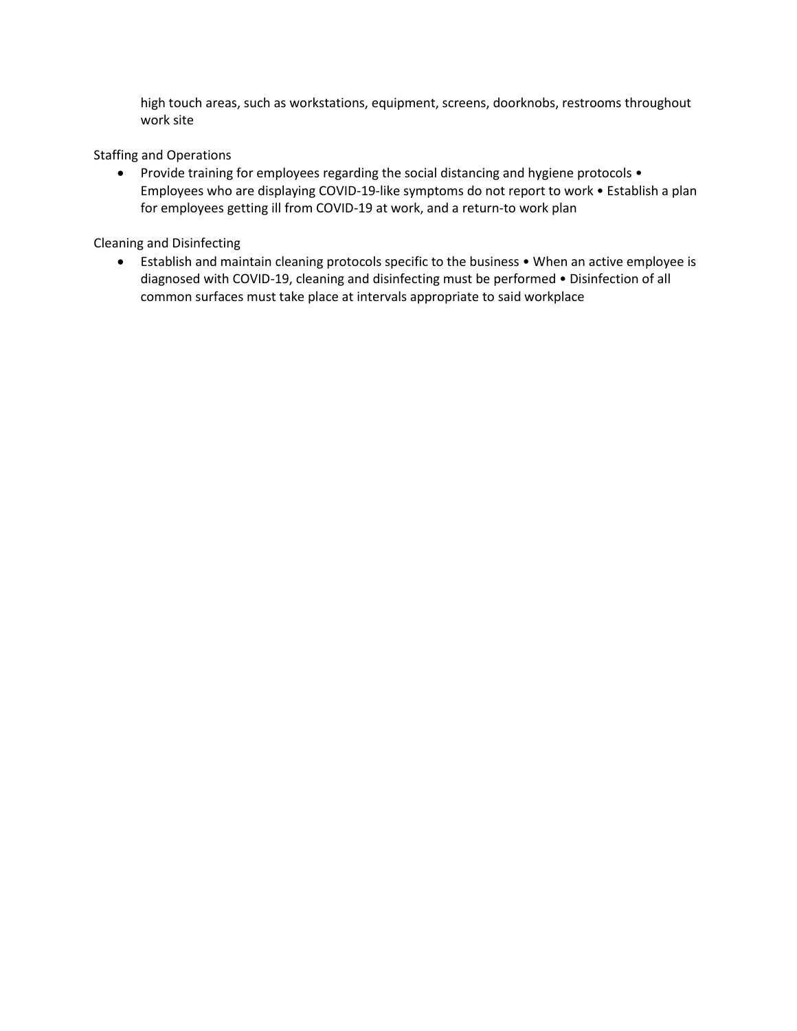high touch areas, such as workstations, equipment, screens, doorknobs, restrooms throughout work site

Staffing and Operations

- Provide training for employees regarding the social distancing and hygiene protocols • Employees who are displaying COVID-19-like symptoms do not report to work • Establish a plan for employees getting ill from COVID-19 at work, and a return-to work plan

Cleaning and Disinfecting

- Establish and maintain cleaning protocols specific to the business • When an active employee is diagnosed with COVID-19, cleaning and disinfecting must be performed • Disinfection of all common surfaces must take place at intervals appropriate to said workplace